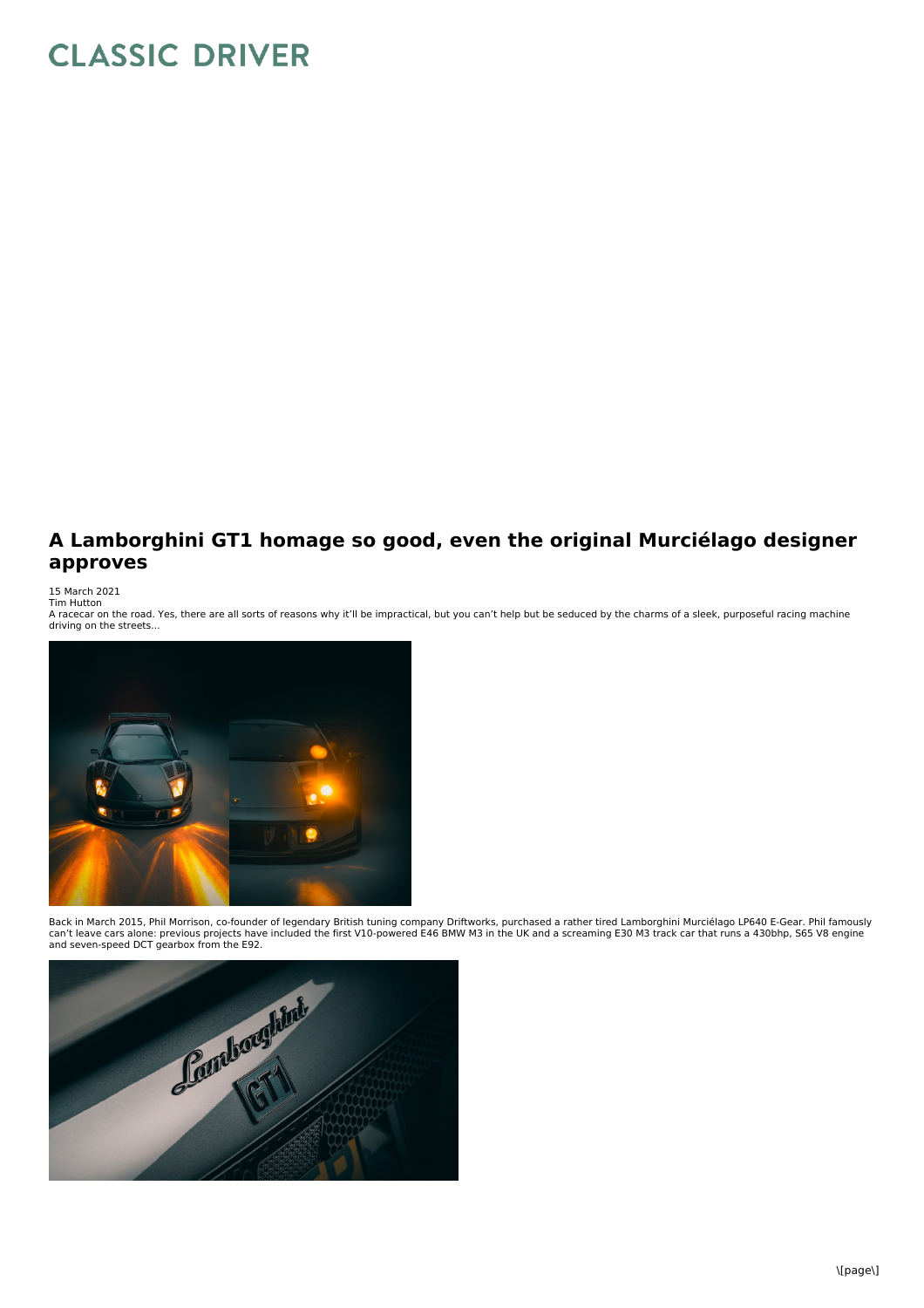# A Lamborghini GT1 homage so good, even the original Murciélago designer approves

15 March 2021
Tim Hutton
A racecar on the road. Yes, there are all sorts of reasons why it'll be impractical, but you can't help but be seduced by the charms of a sleek, purposeful racing machine driving on the streets...

Back in March 2015, Phil Morrison, co-founder of legendary British tuning company Driftworks, purchased a rather tired Lamborghini Murciélago LP640 E-Gear. Phil famously can't leave cars alone: previous projects have included the first V10-powered E46 BMW M3 in the UK and a screaming E30 M3 track car that runs a 430bhp, S65 V8 engine and seven-speed DCT gearbox from the E92.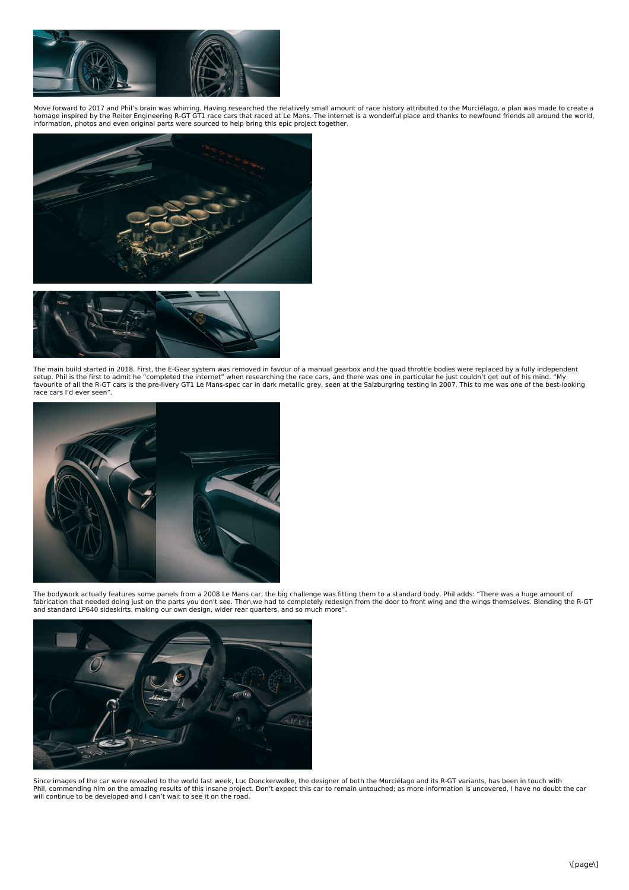Move forward to 2017 and Phil's brain was whirring. Having researched the relatively small amount of race history attributed to the Murciélago, a plan was made to create a homage inspired by the Reiter Engineering R-GT GT1 race cars that raced at Le Mans. The internet is a wonderful place and thanks to newfound friends all around the world, information, photos and even original parts were sourced to help bring this epic project together.

The main build started in 2018. First, the E-Gear system was removed in favour of a manual gearbox and the quad throttle bodies were replaced by a fully independent setup. Phil is the first to admit he "completed the internet" when researching the race cars, and there was one in particular he just couldn't get out of his mind. "My favourite of all the R-GT cars is the pre-livery GT1 Le Mans-spec car in dark metallic grey, seen at the Salzburgring testing in 2007. This to me was one of the best-looking race cars I'd ever seen".

The bodywork actually features some panels from a 2008 Le Mans car; the big challenge was fitting them to a standard body. Phil adds: "There was a huge amount of fabrication that needed doing just on the parts you don't see. Then,we had to completely redesign from the door to front wing and the wings themselves. Blending the R-GT and standard LP640 sideskirts, making our own design, wider rear quarters, and so much more".

Since images of the car were revealed to the world last week, Luc Donckerwolke, the designer of both the Murciélago and its R-GT variants, has been in touch with Phil, commending him on the amazing results of this insane project. Don't expect this car to remain untouched; as more information is uncovered, I have no doubt the car will continue to be developed and I can't wait to see it on the road.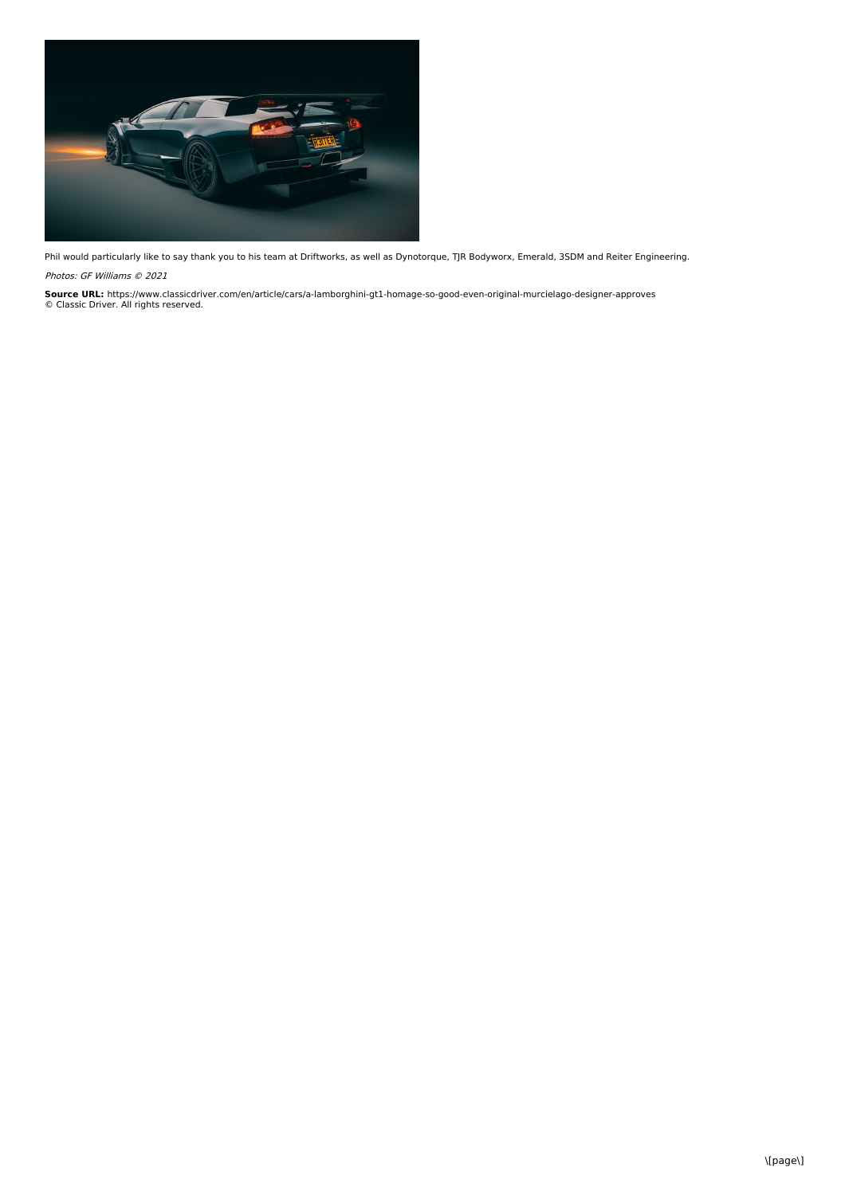Phil would particularly like to say thank you to his team at Driftworks, as well as Dynotorque, TJR Bodyworx, Emerald, 3SDM and Reiter Engineering.

*Photos: GF Williams © 2021*

**Source URL:** https://www.classicdriver.com/en/article/cars/a-lamborghini-gt1-homage-so-good-even-original-murcielago-designer-approves
© Classic Driver. All rights reserved.